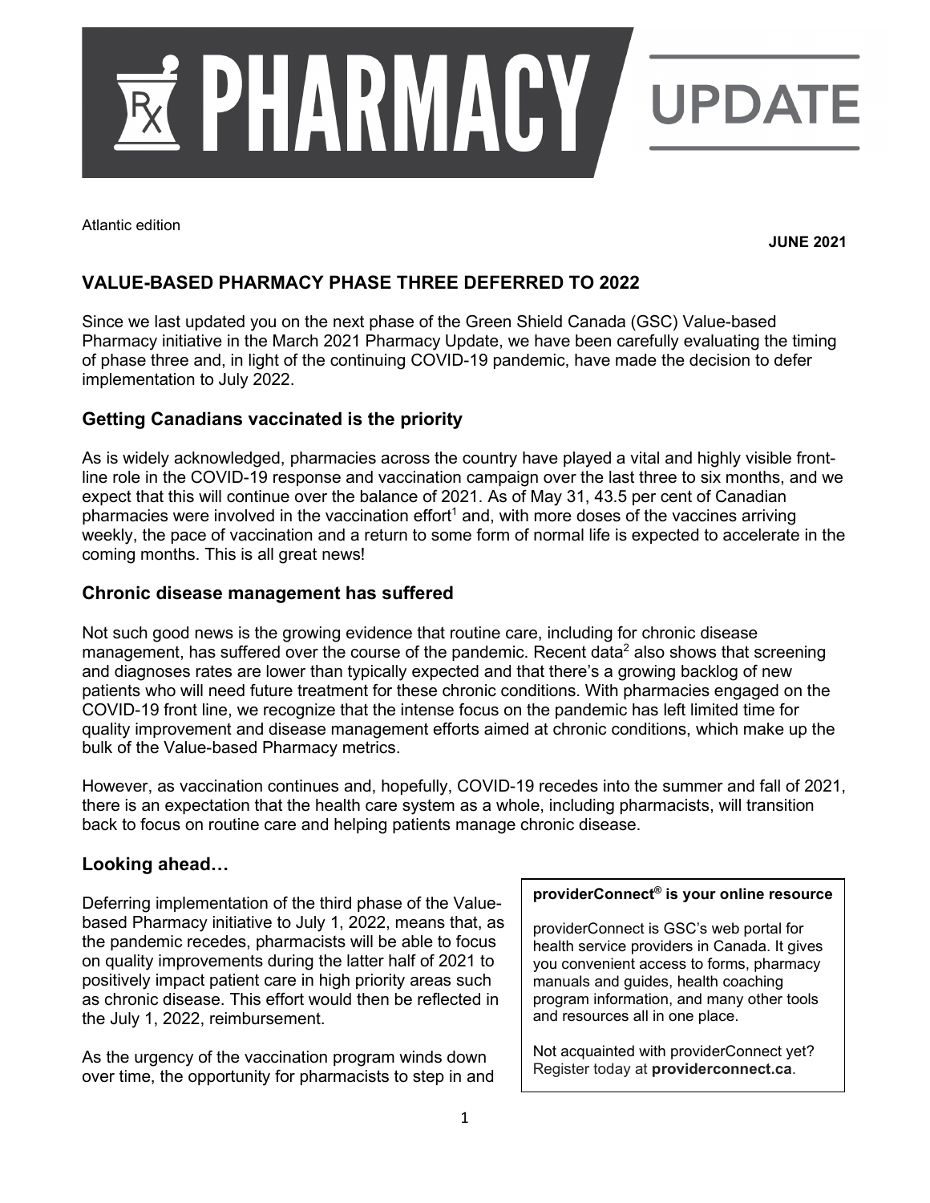# PHARMACY UPDATE

Atlantic edition

**JUNE 2021**

## VALUE-BASED PHARMACY PHASE THREE DEFERRED TO 2022

Since we last updated you on the next phase of the Green Shield Canada (GSC) Value-based Pharmacy initiative in the March 2021 Pharmacy Update, we have been carefully evaluating the timing of phase three and, in light of the continuing COVID-19 pandemic, have made the decision to defer implementation to July 2022.

### Getting Canadians vaccinated is the priority

As is widely acknowledged, pharmacies across the country have played a vital and highly visible front-line role in the COVID-19 response and vaccination campaign over the last three to six months, and we expect that this will continue over the balance of 2021. As of May 31, 43.5 per cent of Canadian pharmacies were involved in the vaccination effort[1] and, with more doses of the vaccines arriving weekly, the pace of vaccination and a return to some form of normal life is expected to accelerate in the coming months. This is all great news!

### Chronic disease management has suffered

Not such good news is the growing evidence that routine care, including for chronic disease management, has suffered over the course of the pandemic. Recent data[2] also shows that screening and diagnoses rates are lower than typically expected and that there's a growing backlog of new patients who will need future treatment for these chronic conditions. With pharmacies engaged on the COVID-19 front line, we recognize that the intense focus on the pandemic has left limited time for quality improvement and disease management efforts aimed at chronic conditions, which make up the bulk of the Value-based Pharmacy metrics.

However, as vaccination continues and, hopefully, COVID-19 recedes into the summer and fall of 2021, there is an expectation that the health care system as a whole, including pharmacists, will transition back to focus on routine care and helping patients manage chronic disease.

### Looking ahead…

Deferring implementation of the third phase of the Value-based Pharmacy initiative to July 1, 2022, means that, as the pandemic recedes, pharmacists will be able to focus on quality improvements during the latter half of 2021 to positively impact patient care in high priority areas such as chronic disease. This effort would then be reflected in the July 1, 2022, reimbursement.

As the urgency of the vaccination program winds down over time, the opportunity for pharmacists to step in and

**providerConnect® is your online resource**

providerConnect is GSC's web portal for health service providers in Canada. It gives you convenient access to forms, pharmacy manuals and guides, health coaching program information, and many other tools and resources all in one place.

Not acquainted with providerConnect yet? Register today at **providerconnect.ca**.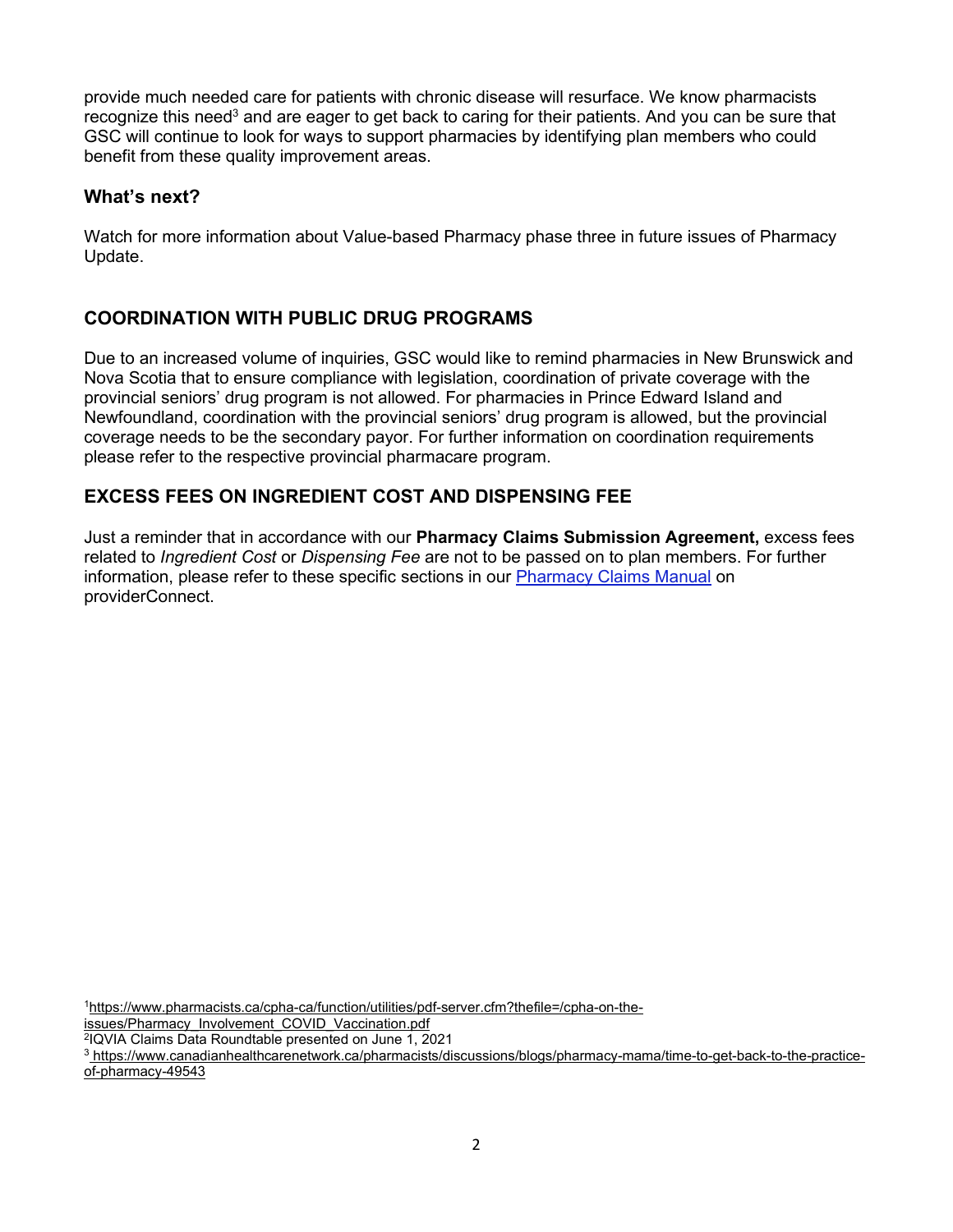provide much needed care for patients with chronic disease will resurface. We know pharmacists recognize this need[3] and are eager to get back to caring for their patients. And you can be sure that GSC will continue to look for ways to support pharmacies by identifying plan members who could benefit from these quality improvement areas.

### What's next?

Watch for more information about Value-based Pharmacy phase three in future issues of Pharmacy Update.

## COORDINATION WITH PUBLIC DRUG PROGRAMS

Due to an increased volume of inquiries, GSC would like to remind pharmacies in New Brunswick and Nova Scotia that to ensure compliance with legislation, coordination of private coverage with the provincial seniors' drug program is not allowed. For pharmacies in Prince Edward Island and Newfoundland, coordination with the provincial seniors' drug program is allowed, but the provincial coverage needs to be the secondary payor. For further information on coordination requirements please refer to the respective provincial pharmacare program.

## EXCESS FEES ON INGREDIENT COST AND DISPENSING FEE

Just a reminder that in accordance with our **Pharmacy Claims Submission Agreement,** excess fees related to *Ingredient Cost* or *Dispensing Fee* are not to be passed on to plan members. For further information, please refer to these specific sections in our [Pharmacy Claims Manual]() on providerConnect.

---

[1] https://www.pharmacists.ca/cpha-ca/function/utilities/pdf-server.cfm?thefile=/cpha-on-the-issues/Pharmacy_Involvement_COVID_Vaccination.pdf

[2] IQVIA Claims Data Roundtable presented on June 1, 2021

[3] https://www.canadianhealthcarenetwork.ca/pharmacists/discussions/blogs/pharmacy-mama/time-to-get-back-to-the-practice-of-pharmacy-49543